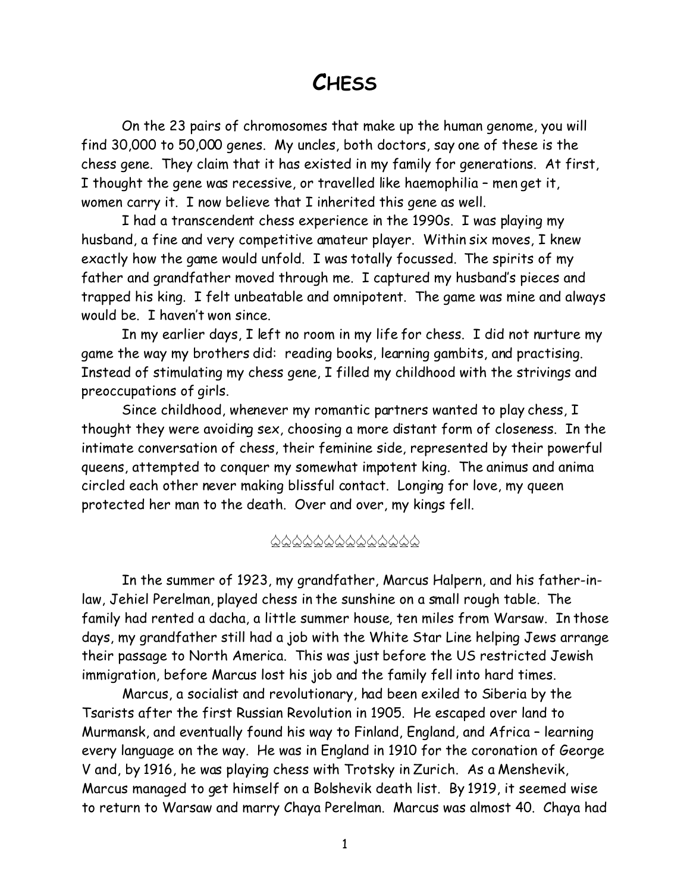# Chess

On the 23 pairs of chromosomes that make up the human genome, you will find 30,000 to 50,000 genes. My uncles, both doctors, say one of these is the chess gene. They claim that it has existed in my family for generations. At first, I thought the gene was recessive, or travelled like haemophilia – men get it, women carry it. I now believe that I inherited this gene as well.

I had a transcendent chess experience in the 1990s. I was playing my husband, a fine and very competitive amateur player. Within six moves, I knew exactly how the game would unfold. I was totally focussed. The spirits of my father and grandfather moved through me. I captured my husband's pieces and trapped his king. I felt unbeatable and omnipotent. The game was mine and always would be. I haven't won since.

In my earlier days, I left no room in my life for chess. I did not nurture my game the way my brothers did: reading books, learning gambits, and practising. Instead of stimulating my chess gene, I filled my childhood with the strivings and preoccupations of girls.

Since childhood, whenever my romantic partners wanted to play chess, I thought they were avoiding sex, choosing a more distant form of closeness. In the intimate conversation of chess, their feminine side, represented by their powerful queens, attempted to conquer my somewhat impotent king. The animus and anima circled each other never making blissful contact. Longing for love, my queen protected her man to the death. Over and over, my kings fell.

♔♔♔♔♔♔♔♔♔♔♔♔♔♔

In the summer of 1923, my grandfather, Marcus Halpern, and his father-in-law, Jehiel Perelman, played chess in the sunshine on a small rough table. The family had rented a dacha, a little summer house, ten miles from Warsaw. In those days, my grandfather still had a job with the White Star Line helping Jews arrange their passage to North America. This was just before the US restricted Jewish immigration, before Marcus lost his job and the family fell into hard times.

Marcus, a socialist and revolutionary, had been exiled to Siberia by the Tsarists after the first Russian Revolution in 1905. He escaped over land to Murmansk, and eventually found his way to Finland, England, and Africa – learning every language on the way. He was in England in 1910 for the coronation of George V and, by 1916, he was playing chess with Trotsky in Zurich. As a Menshevik, Marcus managed to get himself on a Bolshevik death list. By 1919, it seemed wise to return to Warsaw and marry Chaya Perelman. Marcus was almost 40. Chaya had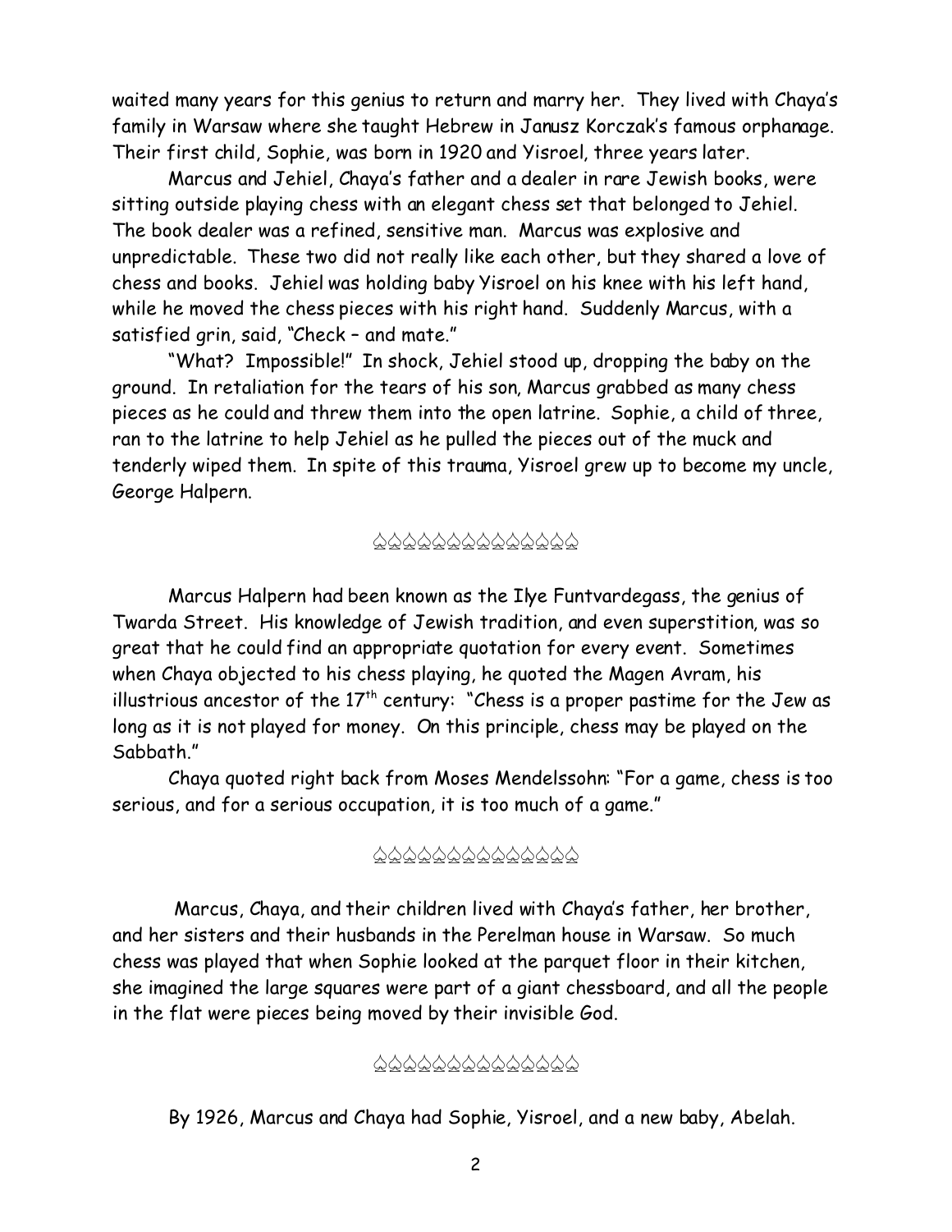waited many years for this genius to return and marry her. They lived with Chaya's family in Warsaw where she taught Hebrew in Janusz Korczak's famous orphanage. Their first child, Sophie, was born in 1920 and Yisroel, three years later.

Marcus and Jehiel, Chaya's father and a dealer in rare Jewish books, were sitting outside playing chess with an elegant chess set that belonged to Jehiel. The book dealer was a refined, sensitive man. Marcus was explosive and unpredictable. These two did not really like each other, but they shared a love of chess and books. Jehiel was holding baby Yisroel on his knee with his left hand, while he moved the chess pieces with his right hand. Suddenly Marcus, with a satisfied grin, said, "Check – and mate."

"What? Impossible!" In shock, Jehiel stood up, dropping the baby on the ground. In retaliation for the tears of his son, Marcus grabbed as many chess pieces as he could and threw them into the open latrine. Sophie, a child of three, ran to the latrine to help Jehiel as he pulled the pieces out of the muck and tenderly wiped them. In spite of this trauma, Yisroel grew up to become my uncle, George Halpern.

♤♤♤♤♤♤♤♤♤♤♤♤♤♤

Marcus Halpern had been known as the Ilye Funtvardegass, the genius of Twarda Street. His knowledge of Jewish tradition, and even superstition, was so great that he could find an appropriate quotation for every event. Sometimes when Chaya objected to his chess playing, he quoted the Magen Avram, his illustrious ancestor of the 17th century: "Chess is a proper pastime for the Jew as long as it is not played for money. On this principle, chess may be played on the Sabbath."

Chaya quoted right back from Moses Mendelssohn: "For a game, chess is too serious, and for a serious occupation, it is too much of a game."

♤♤♤♤♤♤♤♤♤♤♤♤♤♤

Marcus, Chaya, and their children lived with Chaya's father, her brother, and her sisters and their husbands in the Perelman house in Warsaw. So much chess was played that when Sophie looked at the parquet floor in their kitchen, she imagined the large squares were part of a giant chessboard, and all the people in the flat were pieces being moved by their invisible God.

♤♤♤♤♤♤♤♤♤♤♤♤♤♤

By 1926, Marcus and Chaya had Sophie, Yisroel, and a new baby, Abelah.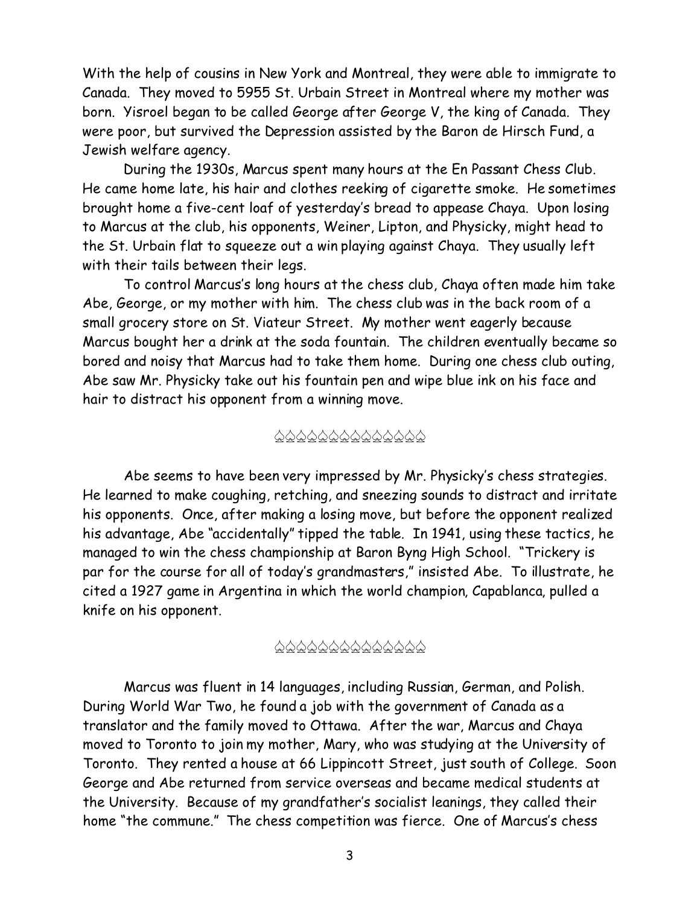With the help of cousins in New York and Montreal, they were able to immigrate to Canada. They moved to 5955 St. Urbain Street in Montreal where my mother was born. Yisroel began to be called George after George V, the king of Canada. They were poor, but survived the Depression assisted by the Baron de Hirsch Fund, a Jewish welfare agency.

During the 1930s, Marcus spent many hours at the En Passant Chess Club. He came home late, his hair and clothes reeking of cigarette smoke. He sometimes brought home a five-cent loaf of yesterday's bread to appease Chaya. Upon losing to Marcus at the club, his opponents, Weiner, Lipton, and Physicky, might head to the St. Urbain flat to squeeze out a win playing against Chaya. They usually left with their tails between their legs.

To control Marcus's long hours at the chess club, Chaya often made him take Abe, George, or my mother with him. The chess club was in the back room of a small grocery store on St. Viateur Street. My mother went eagerly because Marcus bought her a drink at the soda fountain. The children eventually became so bored and noisy that Marcus had to take them home. During one chess club outing, Abe saw Mr. Physicky take out his fountain pen and wipe blue ink on his face and hair to distract his opponent from a winning move.

♕♕♕♕♕♕♕♕♕♕♕♕♕♕

Abe seems to have been very impressed by Mr. Physicky's chess strategies. He learned to make coughing, retching, and sneezing sounds to distract and irritate his opponents. Once, after making a losing move, but before the opponent realized his advantage, Abe "accidentally" tipped the table. In 1941, using these tactics, he managed to win the chess championship at Baron Byng High School. "Trickery is par for the course for all of today's grandmasters," insisted Abe. To illustrate, he cited a 1927 game in Argentina in which the world champion, Capablanca, pulled a knife on his opponent.

♕♕♕♕♕♕♕♕♕♕♕♕♕♕

Marcus was fluent in 14 languages, including Russian, German, and Polish. During World War Two, he found a job with the government of Canada as a translator and the family moved to Ottawa. After the war, Marcus and Chaya moved to Toronto to join my mother, Mary, who was studying at the University of Toronto. They rented a house at 66 Lippincott Street, just south of College. Soon George and Abe returned from service overseas and became medical students at the University. Because of my grandfather's socialist leanings, they called their home "the commune." The chess competition was fierce. One of Marcus's chess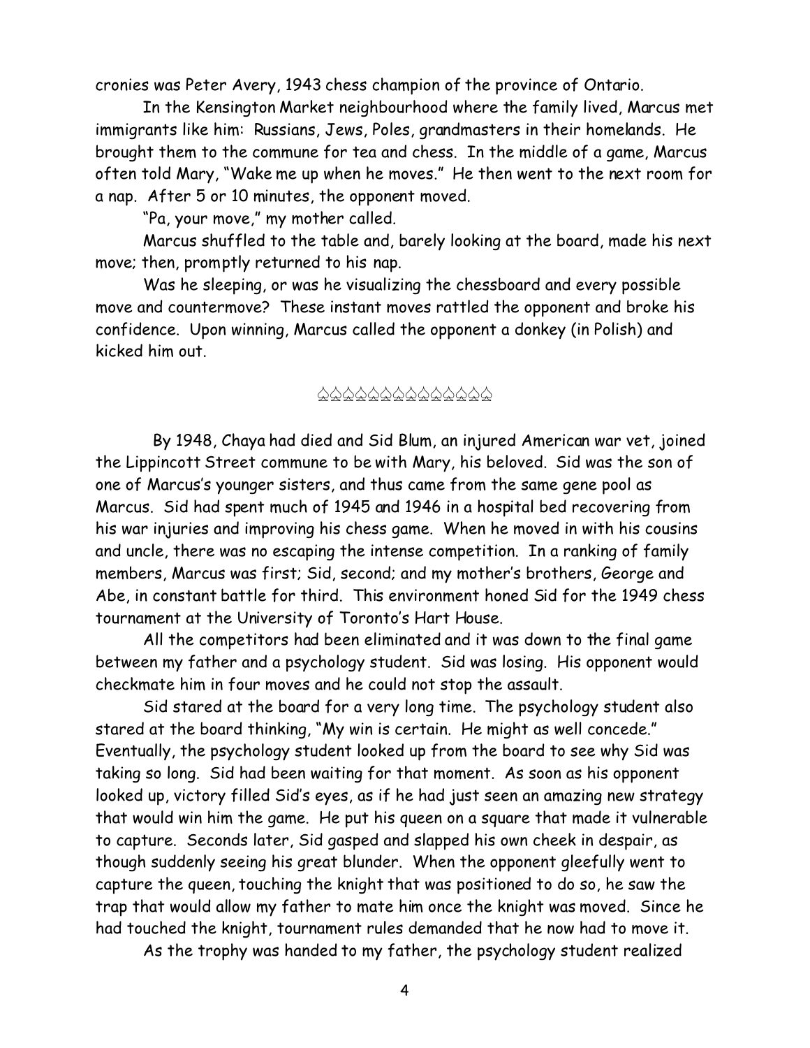cronies was Peter Avery, 1943 chess champion of the province of Ontario.

In the Kensington Market neighbourhood where the family lived, Marcus met immigrants like him: Russians, Jews, Poles, grandmasters in their homelands. He brought them to the commune for tea and chess. In the middle of a game, Marcus often told Mary, "Wake me up when he moves." He then went to the next room for a nap. After 5 or 10 minutes, the opponent moved.

"Pa, your move," my mother called.

Marcus shuffled to the table and, barely looking at the board, made his next move; then, promptly returned to his nap.

Was he sleeping, or was he visualizing the chessboard and every possible move and countermove? These instant moves rattled the opponent and broke his confidence. Upon winning, Marcus called the opponent a donkey (in Polish) and kicked him out.

♤♤♤♤♤♤♤♤♤♤♤♤♤♤

By 1948, Chaya had died and Sid Blum, an injured American war vet, joined the Lippincott Street commune to be with Mary, his beloved. Sid was the son of one of Marcus's younger sisters, and thus came from the same gene pool as Marcus. Sid had spent much of 1945 and 1946 in a hospital bed recovering from his war injuries and improving his chess game. When he moved in with his cousins and uncle, there was no escaping the intense competition. In a ranking of family members, Marcus was first; Sid, second; and my mother's brothers, George and Abe, in constant battle for third. This environment honed Sid for the 1949 chess tournament at the University of Toronto's Hart House.

All the competitors had been eliminated and it was down to the final game between my father and a psychology student. Sid was losing. His opponent would checkmate him in four moves and he could not stop the assault.

Sid stared at the board for a very long time. The psychology student also stared at the board thinking, "My win is certain. He might as well concede." Eventually, the psychology student looked up from the board to see why Sid was taking so long. Sid had been waiting for that moment. As soon as his opponent looked up, victory filled Sid's eyes, as if he had just seen an amazing new strategy that would win him the game. He put his queen on a square that made it vulnerable to capture. Seconds later, Sid gasped and slapped his own cheek in despair, as though suddenly seeing his great blunder. When the opponent gleefully went to capture the queen, touching the knight that was positioned to do so, he saw the trap that would allow my father to mate him once the knight was moved. Since he had touched the knight, tournament rules demanded that he now had to move it.

As the trophy was handed to my father, the psychology student realized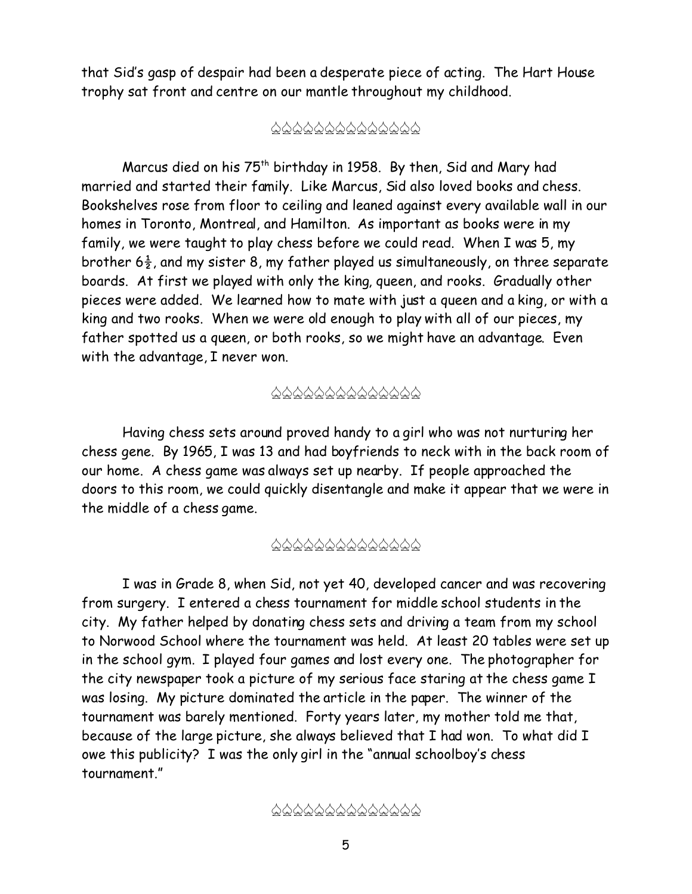that Sid's gasp of despair had been a desperate piece of acting. The Hart House trophy sat front and centre on our mantle throughout my childhood.

♤♤♤♤♤♤♤♤♤♤♤♤♤♤

Marcus died on his 75th birthday in 1958. By then, Sid and Mary had married and started their family. Like Marcus, Sid also loved books and chess. Bookshelves rose from floor to ceiling and leaned against every available wall in our homes in Toronto, Montreal, and Hamilton. As important as books were in my family, we were taught to play chess before we could read. When I was 5, my brother 6½, and my sister 8, my father played us simultaneously, on three separate boards. At first we played with only the king, queen, and rooks. Gradually other pieces were added. We learned how to mate with just a queen and a king, or with a king and two rooks. When we were old enough to play with all of our pieces, my father spotted us a queen, or both rooks, so we might have an advantage. Even with the advantage, I never won.

♤♤♤♤♤♤♤♤♤♤♤♤♤♤

Having chess sets around proved handy to a girl who was not nurturing her chess gene. By 1965, I was 13 and had boyfriends to neck with in the back room of our home. A chess game was always set up nearby. If people approached the doors to this room, we could quickly disentangle and make it appear that we were in the middle of a chess game.

♤♤♤♤♤♤♤♤♤♤♤♤♤♤

I was in Grade 8, when Sid, not yet 40, developed cancer and was recovering from surgery. I entered a chess tournament for middle school students in the city. My father helped by donating chess sets and driving a team from my school to Norwood School where the tournament was held. At least 20 tables were set up in the school gym. I played four games and lost every one. The photographer for the city newspaper took a picture of my serious face staring at the chess game I was losing. My picture dominated the article in the paper. The winner of the tournament was barely mentioned. Forty years later, my mother told me that, because of the large picture, she always believed that I had won. To what did I owe this publicity? I was the only girl in the "annual schoolboy's chess tournament."

♤♤♤♤♤♤♤♤♤♤♤♤♤♤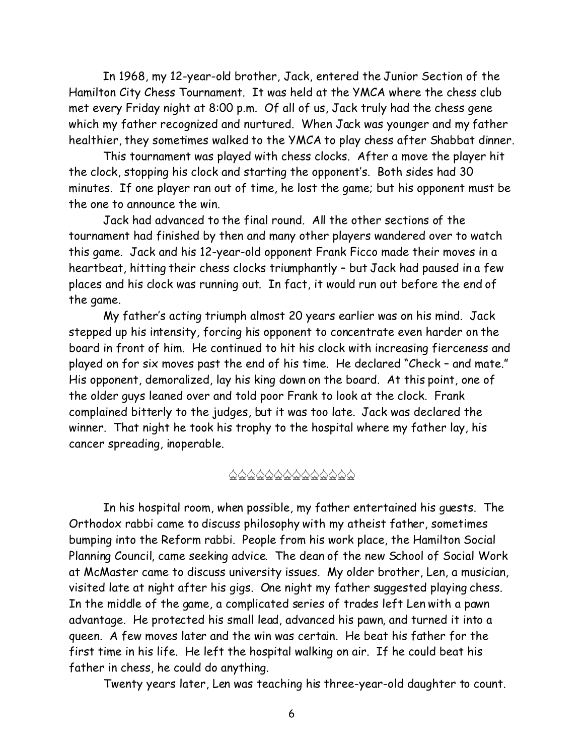In 1968, my 12-year-old brother, Jack, entered the Junior Section of the Hamilton City Chess Tournament. It was held at the YMCA where the chess club met every Friday night at 8:00 p.m. Of all of us, Jack truly had the chess gene which my father recognized and nurtured. When Jack was younger and my father healthier, they sometimes walked to the YMCA to play chess after Shabbat dinner.

This tournament was played with chess clocks. After a move the player hit the clock, stopping his clock and starting the opponent's. Both sides had 30 minutes. If one player ran out of time, he lost the game; but his opponent must be the one to announce the win.

Jack had advanced to the final round. All the other sections of the tournament had finished by then and many other players wandered over to watch this game. Jack and his 12-year-old opponent Frank Ficco made their moves in a heartbeat, hitting their chess clocks triumphantly – but Jack had paused in a few places and his clock was running out. In fact, it would run out before the end of the game.

My father's acting triumph almost 20 years earlier was on his mind. Jack stepped up his intensity, forcing his opponent to concentrate even harder on the board in front of him. He continued to hit his clock with increasing fierceness and played on for six moves past the end of his time. He declared "Check – and mate." His opponent, demoralized, lay his king down on the board. At this point, one of the older guys leaned over and told poor Frank to look at the clock. Frank complained bitterly to the judges, but it was too late. Jack was declared the winner. That night he took his trophy to the hospital where my father lay, his cancer spreading, inoperable.

♤♤♤♤♤♤♤♤♤♤♤♤♤♤♤

In his hospital room, when possible, my father entertained his guests. The Orthodox rabbi came to discuss philosophy with my atheist father, sometimes bumping into the Reform rabbi. People from his work place, the Hamilton Social Planning Council, came seeking advice. The dean of the new School of Social Work at McMaster came to discuss university issues. My older brother, Len, a musician, visited late at night after his gigs. One night my father suggested playing chess. In the middle of the game, a complicated series of trades left Len with a pawn advantage. He protected his small lead, advanced his pawn, and turned it into a queen. A few moves later and the win was certain. He beat his father for the first time in his life. He left the hospital walking on air. If he could beat his father in chess, he could do anything.

Twenty years later, Len was teaching his three-year-old daughter to count.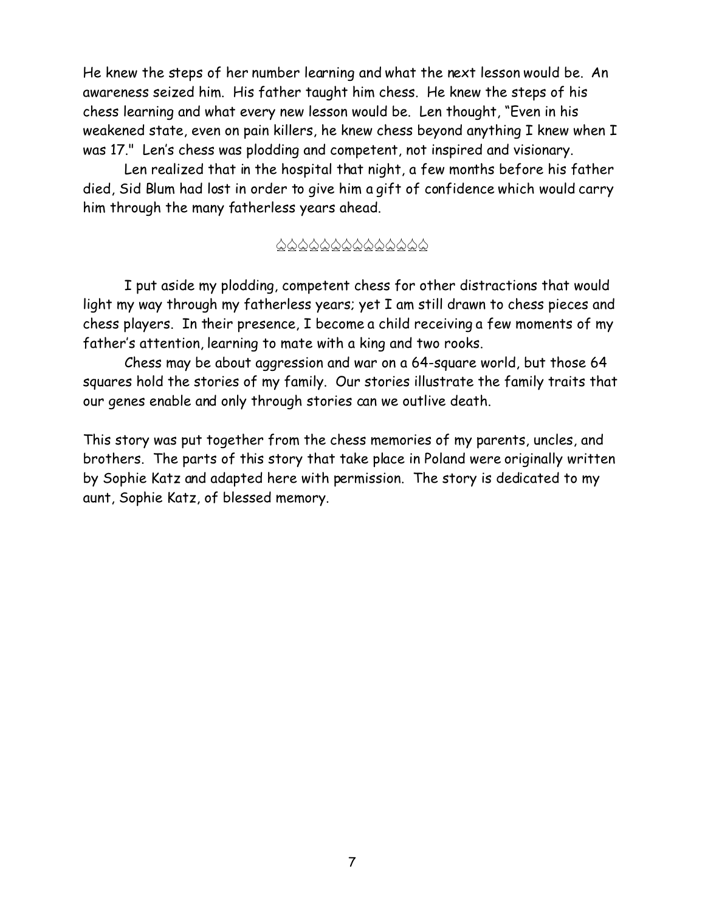He knew the steps of her number learning and what the next lesson would be. An awareness seized him. His father taught him chess. He knew the steps of his chess learning and what every new lesson would be. Len thought, "Even in his weakened state, even on pain killers, he knew chess beyond anything I knew when I was 17." Len's chess was plodding and competent, not inspired and visionary.

Len realized that in the hospital that night, a few months before his father died, Sid Blum had lost in order to give him a gift of confidence which would carry him through the many fatherless years ahead.

♕♕♕♕♕♕♕♕♕♕♕♕♕♕

I put aside my plodding, competent chess for other distractions that would light my way through my fatherless years; yet I am still drawn to chess pieces and chess players. In their presence, I become a child receiving a few moments of my father's attention, learning to mate with a king and two rooks.

Chess may be about aggression and war on a 64-square world, but those 64 squares hold the stories of my family. Our stories illustrate the family traits that our genes enable and only through stories can we outlive death.

This story was put together from the chess memories of my parents, uncles, and brothers. The parts of this story that take place in Poland were originally written by Sophie Katz and adapted here with permission. The story is dedicated to my aunt, Sophie Katz, of blessed memory.